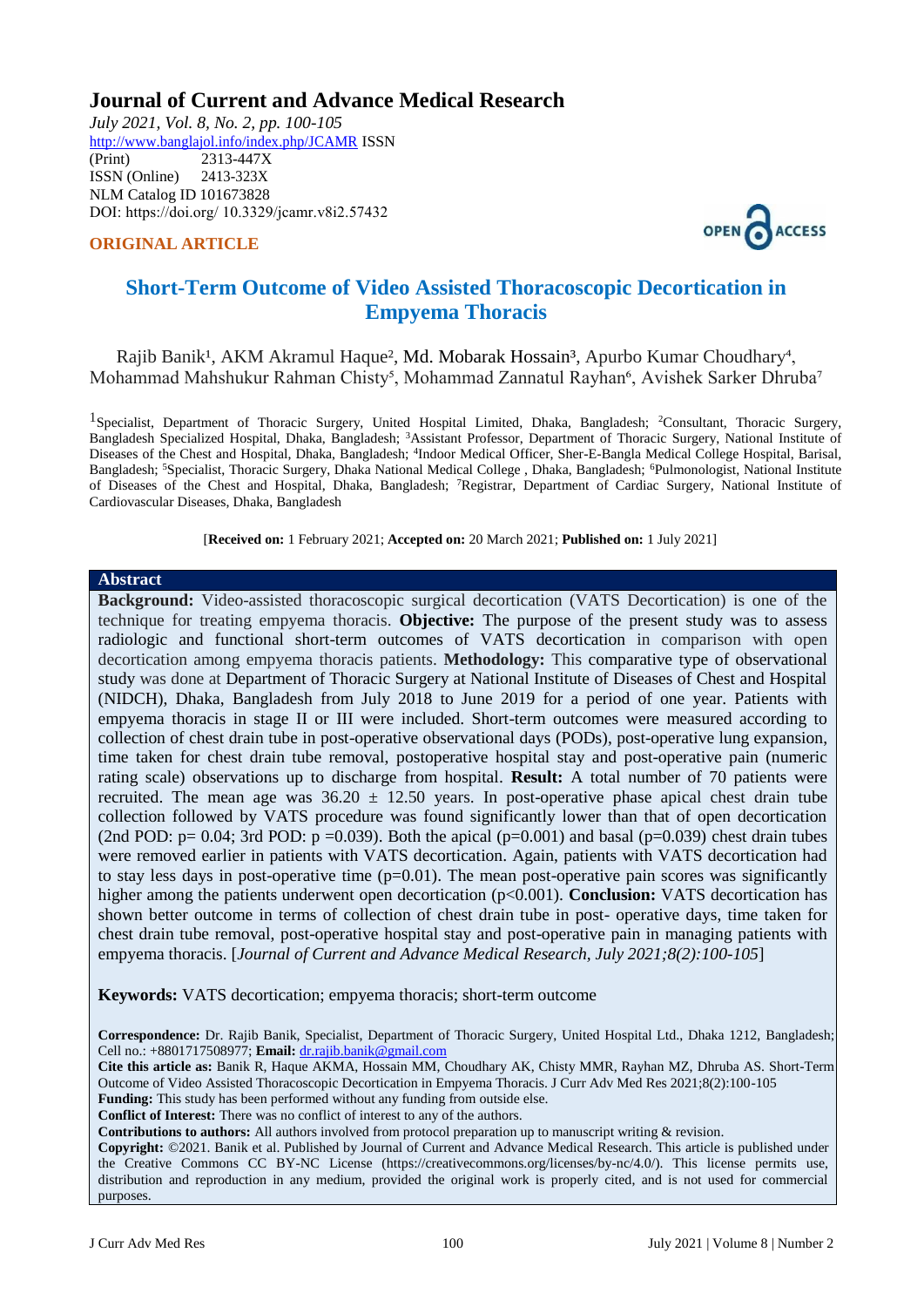# Journal of Current and Advance Medical Research

*July 2021, Vol. 8, No. 2, pp. 100-105*
http://www.banglajol.info/index.php/JCAMR ISSN (Print) 2313-447X
ISSN (Online) 2413-323X
NLM Catalog ID 101673828
DOI: https://doi.org/ 10.3329/jcamr.v8i2.57432

**ORIGINAL ARTICLE**

OPEN ACCESS

## Short-Term Outcome of Video Assisted Thoracoscopic Decortication in Empyema Thoracis

Rajib Banik[1], AKM Akramul Haque[2], Md. Mobarak Hossain[3], Apurbo Kumar Choudhary[4], Mohammad Mahshukur Rahman Chisty[5], Mohammad Zannatul Rayhan[6], Avishek Sarker Dhruba[7]

[1]Specialist, Department of Thoracic Surgery, United Hospital Limited, Dhaka, Bangladesh; [2]Consultant, Thoracic Surgery, Bangladesh Specialized Hospital, Dhaka, Bangladesh; [3]Assistant Professor, Department of Thoracic Surgery, National Institute of Diseases of the Chest and Hospital, Dhaka, Bangladesh; [4]Indoor Medical Officer, Sher-E-Bangla Medical College Hospital, Barisal, Bangladesh; [5]Specialist, Thoracic Surgery, Dhaka National Medical College , Dhaka, Bangladesh; [6]Pulmonologist, National Institute of Diseases of the Chest and Hospital, Dhaka, Bangladesh; [7]Registrar, Department of Cardiac Surgery, National Institute of Cardiovascular Diseases, Dhaka, Bangladesh

[**Received on:** 1 February 2021; **Accepted on:** 20 March 2021; **Published on:** 1 July 2021]

### Abstract

**Background:** Video-assisted thoracoscopic surgical decortication (VATS Decortication) is one of the technique for treating empyema thoracis. **Objective:** The purpose of the present study was to assess radiologic and functional short-term outcomes of VATS decortication in comparison with open decortication among empyema thoracis patients. **Methodology:** This comparative type of observational study was done at Department of Thoracic Surgery at National Institute of Diseases of Chest and Hospital (NIDCH), Dhaka, Bangladesh from July 2018 to June 2019 for a period of one year. Patients with empyema thoracis in stage II or III were included. Short-term outcomes were measured according to collection of chest drain tube in post-operative observational days (PODs), post-operative lung expansion, time taken for chest drain tube removal, postoperative hospital stay and post-operative pain (numeric rating scale) observations up to discharge from hospital. **Result:** A total number of 70 patients were recruited. The mean age was 36.20 ± 12.50 years. In post-operative phase apical chest drain tube collection followed by VATS procedure was found significantly lower than that of open decortication (2nd POD: $p= 0.04$; 3rd POD: $p =0.039$). Both the apical ($p=0.001$) and basal ($p=0.039$) chest drain tubes were removed earlier in patients with VATS decortication. Again, patients with VATS decortication had to stay less days in post-operative time ($p=0.01$). The mean post-operative pain scores was significantly higher among the patients underwent open decortication ($p<0.001$). **Conclusion:** VATS decortication has shown better outcome in terms of collection of chest drain tube in post- operative days, time taken for chest drain tube removal, post-operative hospital stay and post-operative pain in managing patients with empyema thoracis. [*Journal of Current and Advance Medical Research, July 2021;8(2):100-105*]

**Keywords:** VATS decortication; empyema thoracis; short-term outcome

**Correspondence:** Dr. Rajib Banik, Specialist, Department of Thoracic Surgery, United Hospital Ltd., Dhaka 1212, Bangladesh; Cell no.: +8801717508977; **Email:** dr.rajib.banik@gmail.com
**Cite this article as:** Banik R, Haque AKMA, Hossain MM, Choudhary AK, Chisty MMR, Rayhan MZ, Dhruba AS. Short-Term Outcome of Video Assisted Thoracoscopic Decortication in Empyema Thoracis. J Curr Adv Med Res 2021;8(2):100-105
**Funding:** This study has been performed without any funding from outside else.
**Conflict of Interest:** There was no conflict of interest to any of the authors.
**Contributions to authors:** All authors involved from protocol preparation up to manuscript writing & revision.
**Copyright:** ©2021. Banik et al. Published by Journal of Current and Advance Medical Research. This article is published under the Creative Commons CC BY-NC License (https://creativecommons.org/licenses/by-nc/4.0/). This license permits use, distribution and reproduction in any medium, provided the original work is properly cited, and is not used for commercial purposes.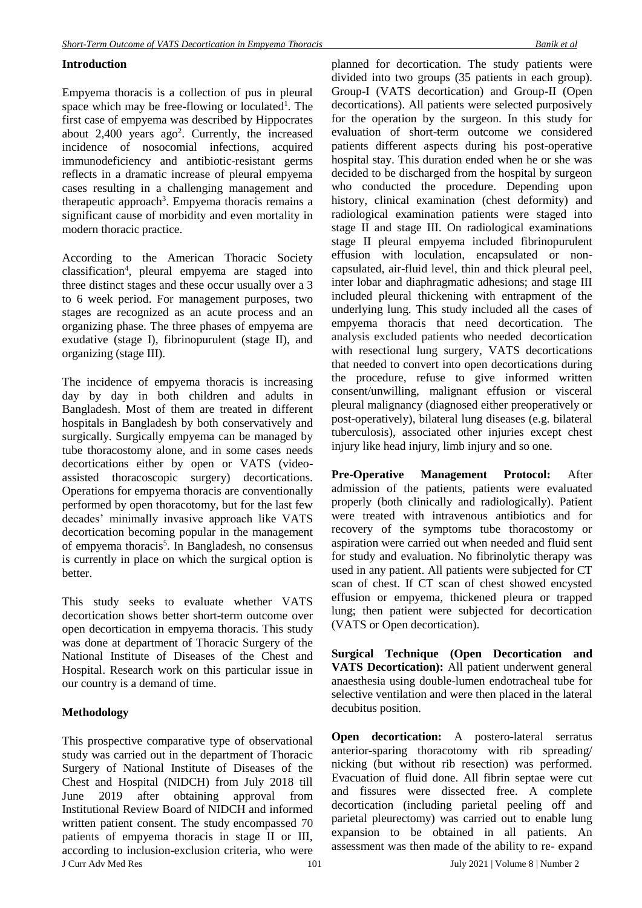## Introduction

Empyema thoracis is a collection of pus in pleural space which may be free-flowing or loculated[1]. The first case of empyema was described by Hippocrates about 2,400 years ago[2]. Currently, the increased incidence of nosocomial infections, acquired immunodeficiency and antibiotic-resistant germs reflects in a dramatic increase of pleural empyema cases resulting in a challenging management and therapeutic approach[3]. Empyema thoracis remains a significant cause of morbidity and even mortality in modern thoracic practice.

According to the American Thoracic Society classification[4], pleural empyema are staged into three distinct stages and these occur usually over a 3 to 6 week period. For management purposes, two stages are recognized as an acute process and an organizing phase. The three phases of empyema are exudative (stage I), fibrinopurulent (stage II), and organizing (stage III).

The incidence of empyema thoracis is increasing day by day in both children and adults in Bangladesh. Most of them are treated in different hospitals in Bangladesh by both conservatively and surgically. Surgically empyema can be managed by tube thoracostomy alone, and in some cases needs decortications either by open or VATS (video-assisted thoracoscopic surgery) decortications. Operations for empyema thoracis are conventionally performed by open thoracotomy, but for the last few decades' minimally invasive approach like VATS decortication becoming popular in the management of empyema thoracis[5]. In Bangladesh, no consensus is currently in place on which the surgical option is better.

This study seeks to evaluate whether VATS decortication shows better short-term outcome over open decortication in empyema thoracis. This study was done at department of Thoracic Surgery of the National Institute of Diseases of the Chest and Hospital. Research work on this particular issue in our country is a demand of time.

## Methodology

This prospective comparative type of observational study was carried out in the department of Thoracic Surgery of National Institute of Diseases of the Chest and Hospital (NIDCH) from July 2018 till June 2019 after obtaining approval from Institutional Review Board of NIDCH and informed written patient consent. The study encompassed 70 patients of empyema thoracis in stage II or III, according to inclusion-exclusion criteria, who were planned for decortication. The study patients were divided into two groups (35 patients in each group). Group-I (VATS decortication) and Group-II (Open decortications). All patients were selected purposively for the operation by the surgeon. In this study for evaluation of short-term outcome we considered patients different aspects during his post-operative hospital stay. This duration ended when he or she was decided to be discharged from the hospital by surgeon who conducted the procedure. Depending upon history, clinical examination (chest deformity) and radiological examination patients were staged into stage II and stage III. On radiological examinations stage II pleural empyema included fibrinopurulent effusion with loculation, encapsulated or non-capsulated, air-fluid level, thin and thick pleural peel, inter lobar and diaphragmatic adhesions; and stage III included pleural thickening with entrapment of the underlying lung. This study included all the cases of empyema thoracis that need decortication. The analysis excluded patients who needed decortication with resectional lung surgery, VATS decortications that needed to convert into open decortications during the procedure, refuse to give informed written consent/unwilling, malignant effusion or visceral pleural malignancy (diagnosed either preoperatively or post-operatively), bilateral lung diseases (e.g. bilateral tuberculosis), associated other injuries except chest injury like head injury, limb injury and so one.

**Pre-Operative Management Protocol:** After admission of the patients, patients were evaluated properly (both clinically and radiologically). Patient were treated with intravenous antibiotics and for recovery of the symptoms tube thoracostomy or aspiration were carried out when needed and fluid sent for study and evaluation. No fibrinolytic therapy was used in any patient. All patients were subjected for CT scan of chest. If CT scan of chest showed encysted effusion or empyema, thickened pleura or trapped lung; then patient were subjected for decortication (VATS or Open decortication).

**Surgical Technique (Open Decortication and VATS Decortication):** All patient underwent general anaesthesia using double-lumen endotracheal tube for selective ventilation and were then placed in the lateral decubitus position.

**Open decortication:** A postero-lateral serratus anterior-sparing thoracotomy with rib spreading/ nicking (but without rib resection) was performed. Evacuation of fluid done. All fibrin septae were cut and fissures were dissected free. A complete decortication (including parietal peeling off and parietal pleurectomy) was carried out to enable lung expansion to be obtained in all patients. An assessment was then made of the ability to re- expand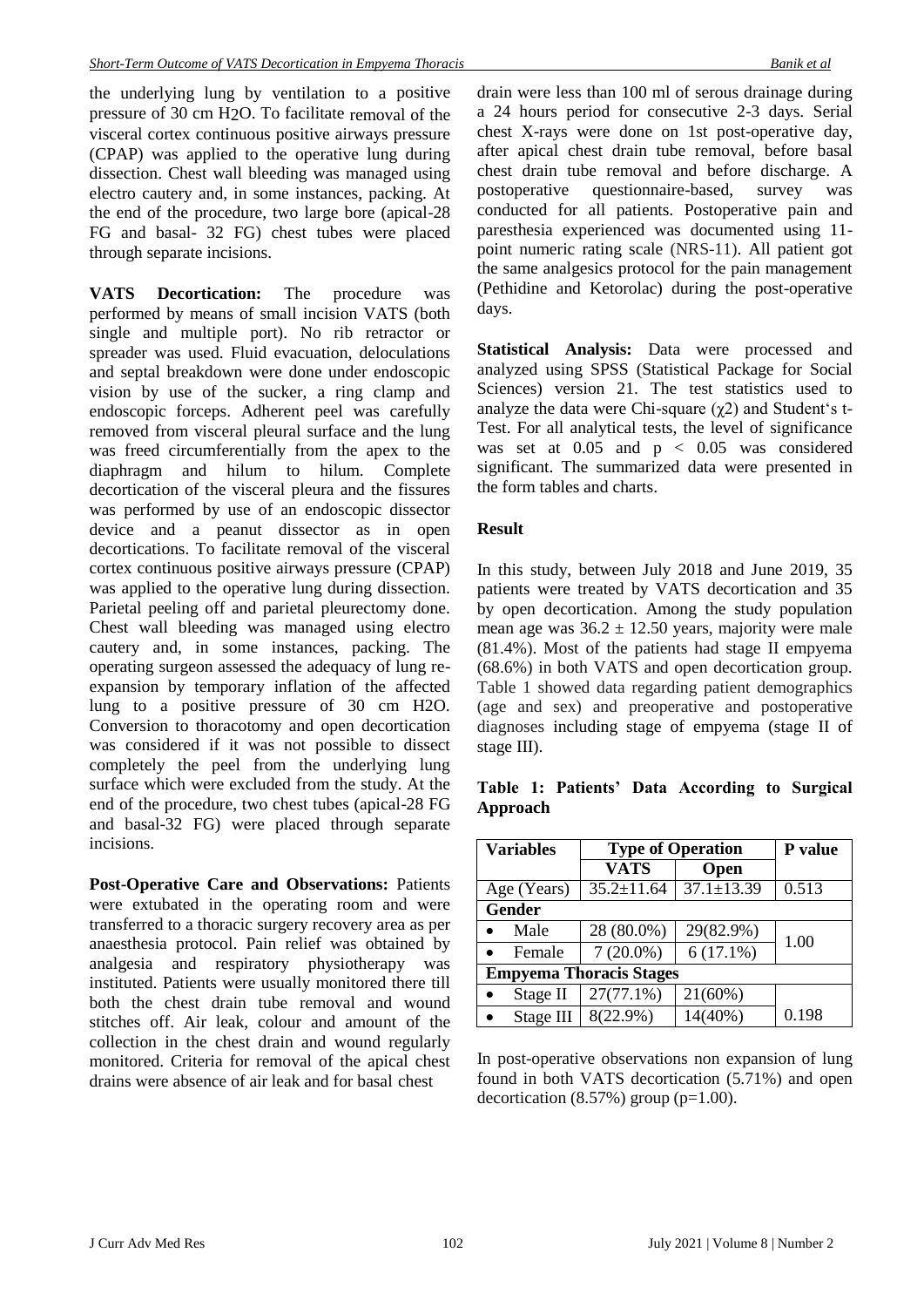the underlying lung by ventilation to a positive pressure of 30 cm $H_2O$. To facilitate removal of the visceral cortex continuous positive airways pressure (CPAP) was applied to the operative lung during dissection. Chest wall bleeding was managed using electro cautery and, in some instances, packing. At the end of the procedure, two large bore (apical-28 FG and basal- 32 FG) chest tubes were placed through separate incisions.

**VATS Decortication:** The procedure was performed by means of small incision VATS (both single and multiple port). No rib retractor or spreader was used. Fluid evacuation, deloculations and septal breakdown were done under endoscopic vision by use of the sucker, a ring clamp and endoscopic forceps. Adherent peel was carefully removed from visceral pleural surface and the lung was freed circumferentially from the apex to the diaphragm and hilum to hilum. Complete decortication of the visceral pleura and the fissures was performed by use of an endoscopic dissector device and a peanut dissector as in open decortications. To facilitate removal of the visceral cortex continuous positive airways pressure (CPAP) was applied to the operative lung during dissection. Parietal peeling off and parietal pleurectomy done. Chest wall bleeding was managed using electro cautery and, in some instances, packing. The operating surgeon assessed the adequacy of lung re-expansion by temporary inflation of the affected lung to a positive pressure of 30 cm H2O. Conversion to thoracotomy and open decortication was considered if it was not possible to dissect completely the peel from the underlying lung surface which were excluded from the study. At the end of the procedure, two chest tubes (apical-28 FG and basal-32 FG) were placed through separate incisions.

**Post-Operative Care and Observations:** Patients were extubated in the operating room and were transferred to a thoracic surgery recovery area as per anaesthesia protocol. Pain relief was obtained by analgesia and respiratory physiotherapy was instituted. Patients were usually monitored there till both the chest drain tube removal and wound stitches off. Air leak, colour and amount of the collection in the chest drain and wound regularly monitored. Criteria for removal of the apical chest drains were absence of air leak and for basal chest drain were less than 100 ml of serous drainage during a 24 hours period for consecutive 2-3 days. Serial chest X-rays were done on 1st post-operative day, after apical chest drain tube removal, before basal chest drain tube removal and before discharge. A postoperative questionnaire-based, survey was conducted for all patients. Postoperative pain and paresthesia experienced was documented using 11-point numeric rating scale (NRS-11). All patient got the same analgesics protocol for the pain management (Pethidine and Ketorolac) during the post-operative days.

**Statistical Analysis:** Data were processed and analyzed using SPSS (Statistical Package for Social Sciences) version 21. The test statistics used to analyze the data were Chi-square ($\chi 2$) and Student's t-Test. For all analytical tests, the level of significance was set at 0.05 and $p < 0.05$ was considered significant. The summarized data were presented in the form tables and charts.

**Result**

In this study, between July 2018 and June 2019, 35 patients were treated by VATS decortication and 35 by open decortication. Among the study population mean age was $36.2 \pm 12.50$ years, majority were male (81.4%). Most of the patients had stage II empyema (68.6%) in both VATS and open decortication group. Table 1 showed data regarding patient demographics (age and sex) and preoperative and postoperative diagnoses including stage of empyema (stage II of stage III).

**Table 1: Patients' Data According to Surgical Approach**

| Variables | Type of Operation | | P value |
|---|---|---|---|
| | VATS | Open | |
| Age (Years) | 35.2±11.64 | 37.1±13.39 | 0.513 |
| **Gender** | | | |
| • Male | 28 (80.0%) | 29(82.9%) | 1.00 |
| • Female | 7 (20.0%) | 6 (17.1%) | |
| **Empyema Thoracis Stages** | | | |
| • Stage II | 27(77.1%) | 21(60%) | 0.198 |
| • Stage III | 8(22.9%) | 14(40%) | |

In post-operative observations non expansion of lung found in both VATS decortication (5.71%) and open decortication (8.57%) group (p=1.00).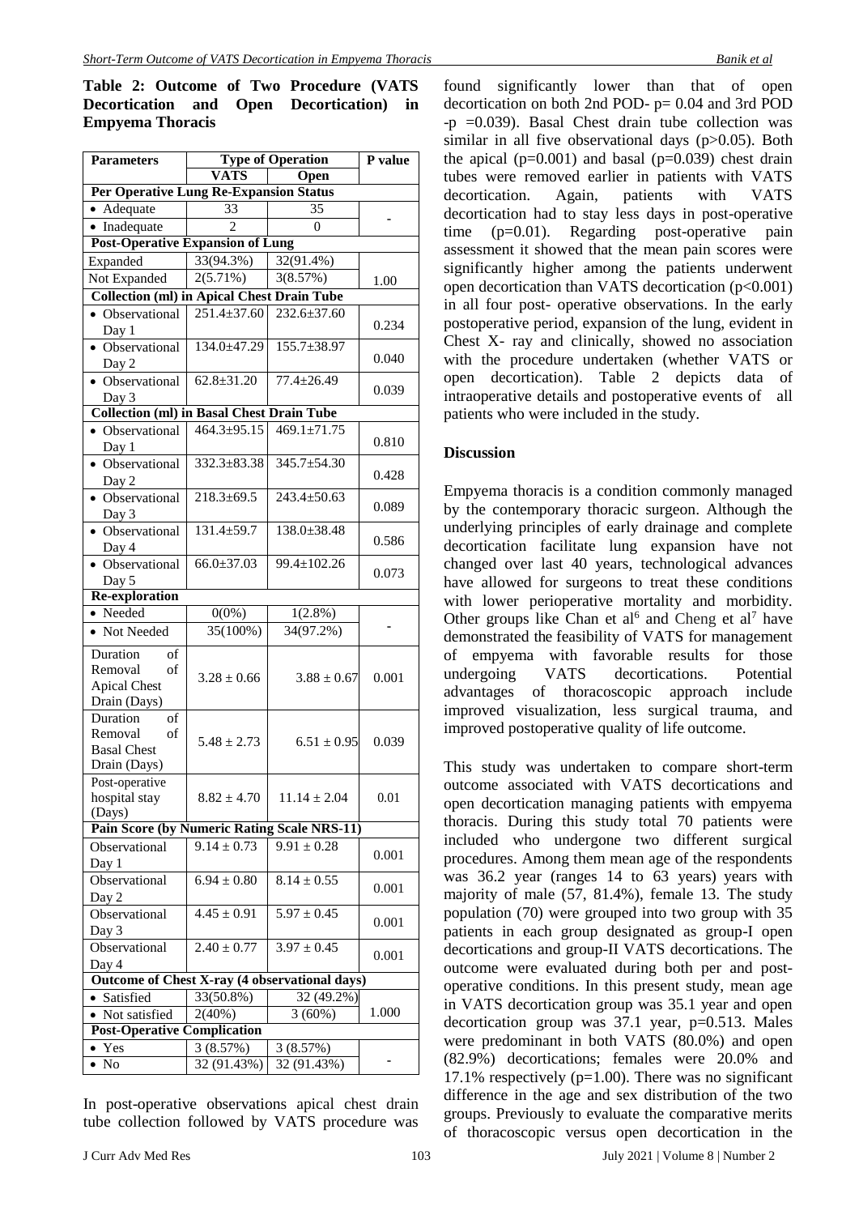**Table 2: Outcome of Two Procedure (VATS Decortication and Open Decortication) in Empyema Thoracis**

| Parameters | Type of Operation | | P value |
|---|---|---|---|
| | VATS | Open | |
| **Per Operative Lung Re-Expansion Status** | | | |
| • Adequate | 33 | 35 | - |
| • Inadequate | 2 | 0 | |
| **Post-Operative Expansion of Lung** | | | |
| Expanded | 33(94.3%) | 32(91.4%) | 1.00 |
| Not Expanded | 2(5.71%) | 3(8.57%) | |
| **Collection (ml) in Apical Chest Drain Tube** | | | |
| • Observational Day 1 | 251.4±37.60 | 232.6±37.60 | 0.234 |
| • Observational Day 2 | 134.0±47.29 | 155.7±38.97 | 0.040 |
| • Observational Day 3 | 62.8±31.20 | 77.4±26.49 | 0.039 |
| **Collection (ml) in Basal Chest Drain Tube** | | | |
| • Observational Day 1 | 464.3±95.15 | 469.1±71.75 | 0.810 |
| • Observational Day 2 | 332.3±83.38 | 345.7±54.30 | 0.428 |
| • Observational Day 3 | 218.3±69.5 | 243.4±50.63 | 0.089 |
| • Observational Day 4 | 131.4±59.7 | 138.0±38.48 | 0.586 |
| • Observational Day 5 | 66.0±37.03 | 99.4±102.26 | 0.073 |
| **Re-exploration** | | | |
| • Needed | 0(0%) | 1(2.8%) | - |
| • Not Needed | 35(100%) | 34(97.2%) | |
| Duration of Removal of Apical Chest Drain (Days) | 3.28 ± 0.66 | 3.88 ± 0.67 | 0.001 |
| Duration of Removal of Basal Chest Drain (Days) | 5.48 ± 2.73 | 6.51 ± 0.95 | 0.039 |
| Post-operative hospital stay (Days) | 8.82 ± 4.70 | 11.14 ± 2.04 | 0.01 |
| **Pain Score (by Numeric Rating Scale NRS-11)** | | | |
| Observational Day 1 | 9.14 ± 0.73 | 9.91 ± 0.28 | 0.001 |
| Observational Day 2 | 6.94 ± 0.80 | 8.14 ± 0.55 | 0.001 |
| Observational Day 3 | 4.45 ± 0.91 | 5.97 ± 0.45 | 0.001 |
| Observational Day 4 | 2.40 ± 0.77 | 3.97 ± 0.45 | 0.001 |
| **Outcome of Chest X-ray (4 observational days)** | | | |
| • Satisfied | 33(50.8%) | 32 (49.2%) | 1.000 |
| • Not satisfied | 2(40%) | 3 (60%) | |
| **Post-Operative Complication** | | | |
| • Yes | 3 (8.57%) | 3 (8.57%) | - |
| • No | 32 (91.43%) | 32 (91.43%) | |

In post-operative observations apical chest drain tube collection followed by VATS procedure was found significantly lower than that of open decortication on both 2nd POD- p= 0.04 and 3rd POD -p =0.039). Basal Chest drain tube collection was similar in all five observational days (p>0.05). Both the apical (p=0.001) and basal (p=0.039) chest drain tubes were removed earlier in patients with VATS decortication. Again, patients with VATS decortication had to stay less days in post-operative time (p=0.01). Regarding post-operative pain assessment it showed that the mean pain scores were significantly higher among the patients underwent open decortication than VATS decortication (p<0.001) in all four post- operative observations. In the early postoperative period, expansion of the lung, evident in Chest X- ray and clinically, showed no association with the procedure undertaken (whether VATS or open decortication). Table 2 depicts data of intraoperative details and postoperative events of all patients who were included in the study.

## Discussion

Empyema thoracis is a condition commonly managed by the contemporary thoracic surgeon. Although the underlying principles of early drainage and complete decortication facilitate lung expansion have not changed over last 40 years, technological advances have allowed for surgeons to treat these conditions with lower perioperative mortality and morbidity. Other groups like Chan et al[6] and Cheng et al[7] have demonstrated the feasibility of VATS for management of empyema with favorable results for those undergoing VATS decortications. Potential advantages of thoracoscopic approach include improved visualization, less surgical trauma, and improved postoperative quality of life outcome.

This study was undertaken to compare short-term outcome associated with VATS decortications and open decortication managing patients with empyema thoracis. During this study total 70 patients were included who undergone two different surgical procedures. Among them mean age of the respondents was 36.2 year (ranges 14 to 63 years) years with majority of male (57, 81.4%), female 13. The study population (70) were grouped into two group with 35 patients in each group designated as group-I open decortications and group-II VATS decortications. The outcome were evaluated during both per and post-operative conditions. In this present study, mean age in VATS decortication group was 35.1 year and open decortication group was 37.1 year, p=0.513. Males were predominant in both VATS (80.0%) and open (82.9%) decortications; females were 20.0% and 17.1% respectively (p=1.00). There was no significant difference in the age and sex distribution of the two groups. Previously to evaluate the comparative merits of thoracoscopic versus open decortication in the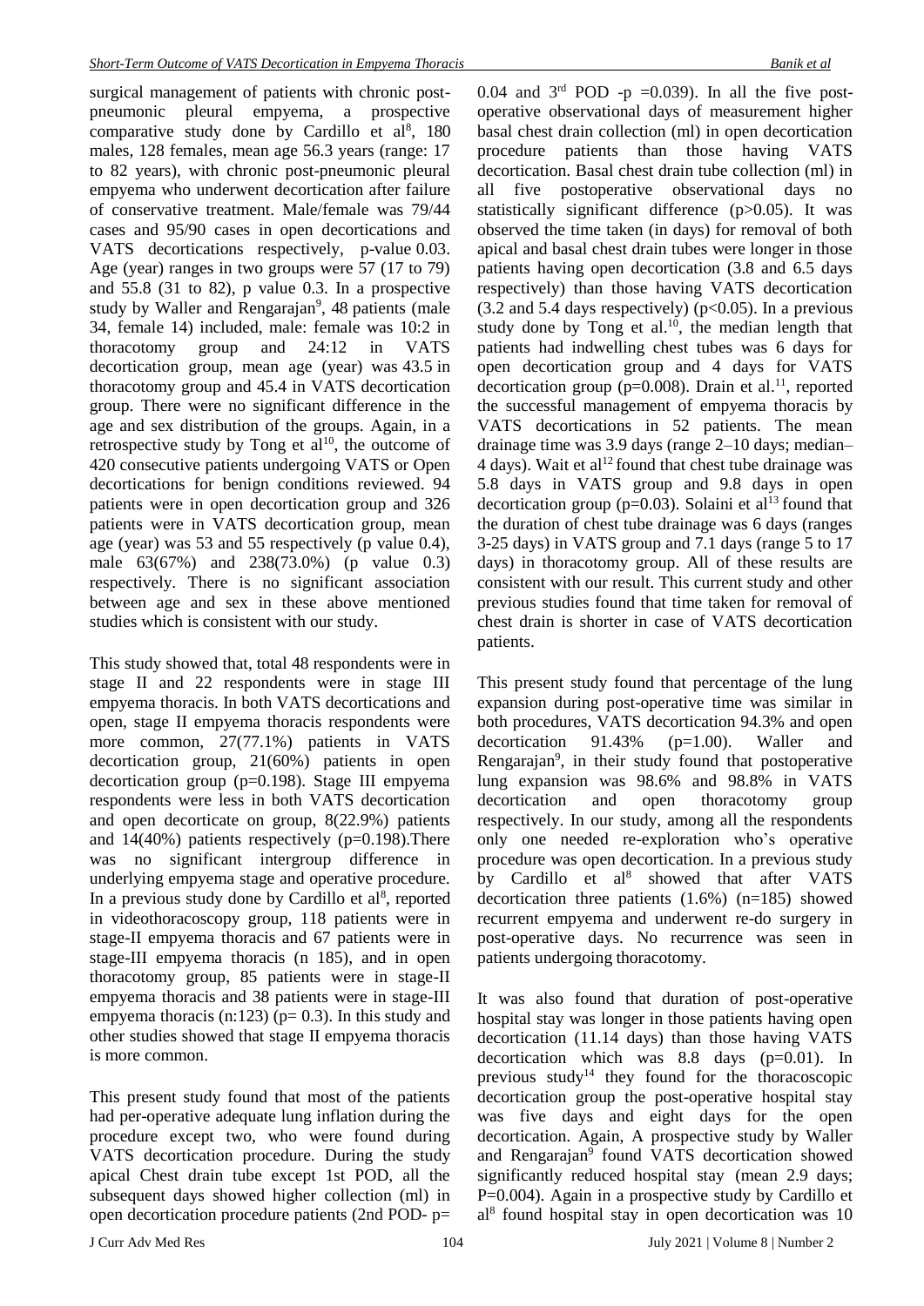surgical management of patients with chronic post-pneumonic pleural empyema, a prospective comparative study done by Cardillo et al[8], 180 males, 128 females, mean age 56.3 years (range: 17 to 82 years), with chronic post-pneumonic pleural empyema who underwent decortication after failure of conservative treatment. Male/female was 79/44 cases and 95/90 cases in open decortications and VATS decortications respectively, p-value 0.03. Age (year) ranges in two groups were 57 (17 to 79) and 55.8 (31 to 82), p value 0.3. In a prospective study by Waller and Rengarajan[9], 48 patients (male 34, female 14) included, male: female was 10:2 in thoracotomy group and 24:12 in VATS decortication group, mean age (year) was 43.5 in thoracotomy group and 45.4 in VATS decortication group. There were no significant difference in the age and sex distribution of the groups. Again, in a retrospective study by Tong et al[10], the outcome of 420 consecutive patients undergoing VATS or Open decortications for benign conditions reviewed. 94 patients were in open decortication group and 326 patients were in VATS decortication group, mean age (year) was 53 and 55 respectively (p value 0.4), male 63(67%) and 238(73.0%) (p value 0.3) respectively. There is no significant association between age and sex in these above mentioned studies which is consistent with our study.

This study showed that, total 48 respondents were in stage II and 22 respondents were in stage III empyema thoracis. In both VATS decortications and open, stage II empyema thoracis respondents were more common, 27(77.1%) patients in VATS decortication group, 21(60%) patients in open decortication group (p=0.198). Stage III empyema respondents were less in both VATS decortication and open decorticate on group, 8(22.9%) patients and 14(40%) patients respectively (p=0.198).There was no significant intergroup difference in underlying empyema stage and operative procedure. In a previous study done by Cardillo et al[8], reported in videothoracoscopy group, 118 patients were in stage-II empyema thoracis and 67 patients were in stage-III empyema thoracis (n 185), and in open thoracotomy group, 85 patients were in stage-II empyema thoracis and 38 patients were in stage-III empyema thoracis (n:123) (p= 0.3). In this study and other studies showed that stage II empyema thoracis is more common.

This present study found that most of the patients had per-operative adequate lung inflation during the procedure except two, who were found during VATS decortication procedure. During the study apical Chest drain tube except 1st POD, all the subsequent days showed higher collection (ml) in open decortication procedure patients (2nd POD- p= 0.04 and 3rd POD -p =0.039). In all the five post-operative observational days of measurement higher basal chest drain collection (ml) in open decortication procedure patients than those having VATS decortication. Basal chest drain tube collection (ml) in all five postoperative observational days no statistically significant difference (p>0.05). It was observed the time taken (in days) for removal of both apical and basal chest drain tubes were longer in those patients having open decortication (3.8 and 6.5 days respectively) than those having VATS decortication (3.2 and 5.4 days respectively) (p<0.05). In a previous study done by Tong et al.[10], the median length that patients had indwelling chest tubes was 6 days for open decortication group and 4 days for VATS decortication group (p=0.008). Drain et al.[11], reported the successful management of empyema thoracis by VATS decortications in 52 patients. The mean drainage time was 3.9 days (range 2–10 days; median– 4 days). Wait et al[12] found that chest tube drainage was 5.8 days in VATS group and 9.8 days in open decortication group (p=0.03). Solaini et al[13] found that the duration of chest tube drainage was 6 days (ranges 3-25 days) in VATS group and 7.1 days (range 5 to 17 days) in thoracotomy group. All of these results are consistent with our result. This current study and other previous studies found that time taken for removal of chest drain is shorter in case of VATS decortication patients.

This present study found that percentage of the lung expansion during post-operative time was similar in both procedures, VATS decortication 94.3% and open decortication 91.43% (p=1.00). Waller and Rengarajan[9], in their study found that postoperative lung expansion was 98.6% and 98.8% in VATS decortication and open thoracotomy group respectively. In our study, among all the respondents only one needed re-exploration who's operative procedure was open decortication. In a previous study by Cardillo et al[8] showed that after VATS decortication three patients (1.6%) (n=185) showed recurrent empyema and underwent re-do surgery in post-operative days. No recurrence was seen in patients undergoing thoracotomy.

It was also found that duration of post-operative hospital stay was longer in those patients having open decortication (11.14 days) than those having VATS decortication which was 8.8 days (p=0.01). In previous study[14] they found for the thoracoscopic decortication group the post-operative hospital stay was five days and eight days for the open decortication. Again, A prospective study by Waller and Rengarajan[9] found VATS decortication showed significantly reduced hospital stay (mean 2.9 days; P=0.004). Again in a prospective study by Cardillo et al[8] found hospital stay in open decortication was 10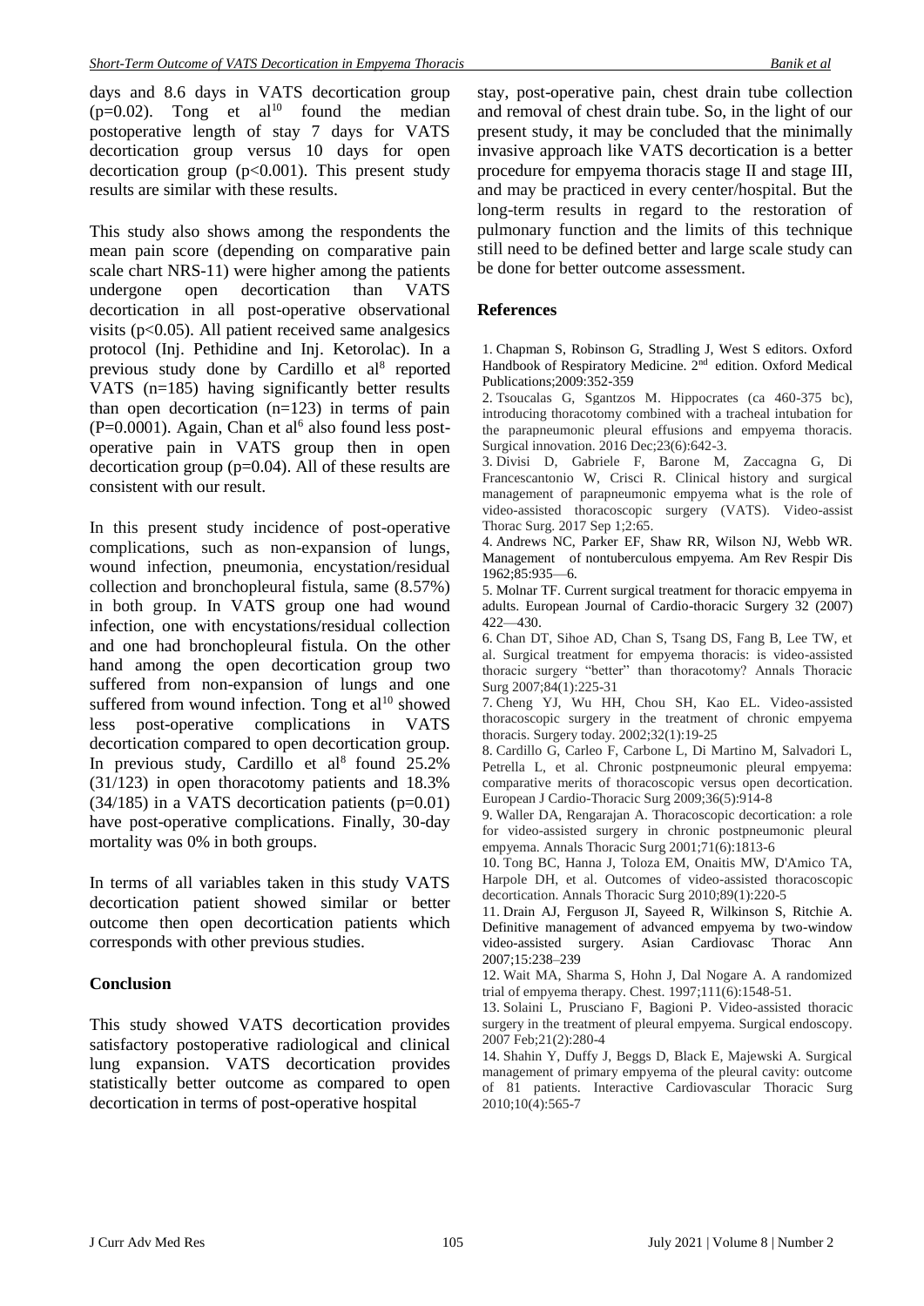days and 8.6 days in VATS decortication group (p=0.02). Tong et al[10] found the median postoperative length of stay 7 days for VATS decortication group versus 10 days for open decortication group (p<0.001). This present study results are similar with these results.

This study also shows among the respondents the mean pain score (depending on comparative pain scale chart NRS-11) were higher among the patients undergone open decortication than VATS decortication in all post-operative observational visits (p<0.05). All patient received same analgesics protocol (Inj. Pethidine and Inj. Ketorolac). In a previous study done by Cardillo et al[8] reported VATS (n=185) having significantly better results than open decortication (n=123) in terms of pain (P=0.0001). Again, Chan et al[6] also found less post-operative pain in VATS group then in open decortication group (p=0.04). All of these results are consistent with our result.

In this present study incidence of post-operative complications, such as non-expansion of lungs, wound infection, pneumonia, encystation/residual collection and bronchopleural fistula, same (8.57%) in both group. In VATS group one had wound infection, one with encystations/residual collection and one had bronchopleural fistula. On the other hand among the open decortication group two suffered from non-expansion of lungs and one suffered from wound infection. Tong et al[10] showed less post-operative complications in VATS decortication compared to open decortication group. In previous study, Cardillo et al[8] found 25.2% (31/123) in open thoracotomy patients and 18.3% (34/185) in a VATS decortication patients (p=0.01) have post-operative complications. Finally, 30-day mortality was 0% in both groups.

In terms of all variables taken in this study VATS decortication patient showed similar or better outcome then open decortication patients which corresponds with other previous studies.

## Conclusion

This study showed VATS decortication provides satisfactory postoperative radiological and clinical lung expansion. VATS decortication provides statistically better outcome as compared to open decortication in terms of post-operative hospital stay, post-operative pain, chest drain tube collection and removal of chest drain tube. So, in the light of our present study, it may be concluded that the minimally invasive approach like VATS decortication is a better procedure for empyema thoracis stage II and stage III, and may be practiced in every center/hospital. But the long-term results in regard to the restoration of pulmonary function and the limits of this technique still need to be defined better and large scale study can be done for better outcome assessment.

## References

1. Chapman S, Robinson G, Stradling J, West S editors. Oxford Handbook of Respiratory Medicine. 2nd edition. Oxford Medical Publications;2009:352-359
2. Tsoucalas G, Sgantzos M. Hippocrates (ca 460-375 bc), introducing thoracotomy combined with a tracheal intubation for the parapneumonic pleural effusions and empyema thoracis. Surgical innovation. 2016 Dec;23(6):642-3.
3. Divisi D, Gabriele F, Barone M, Zaccagna G, Di Francescantonio W, Crisci R. Clinical history and surgical management of parapneumonic empyema what is the role of video-assisted thoracoscopic surgery (VATS). Video-assist Thorac Surg. 2017 Sep 1;2:65.
4. Andrews NC, Parker EF, Shaw RR, Wilson NJ, Webb WR. Management of nontuberculous empyema. Am Rev Respir Dis 1962;85:935—6.
5. Molnar TF. Current surgical treatment for thoracic empyema in adults. European Journal of Cardio-thoracic Surgery 32 (2007) 422—430.
6. Chan DT, Sihoe AD, Chan S, Tsang DS, Fang B, Lee TW, et al. Surgical treatment for empyema thoracis: is video-assisted thoracic surgery "better" than thoracotomy? Annals Thoracic Surg 2007;84(1):225-31
7. Cheng YJ, Wu HH, Chou SH, Kao EL. Video-assisted thoracoscopic surgery in the treatment of chronic empyema thoracis. Surgery today. 2002;32(1):19-25
8. Cardillo G, Carleo F, Carbone L, Di Martino M, Salvadori L, Petrella L, et al. Chronic postpneumonic pleural empyema: comparative merits of thoracoscopic versus open decortication. European J Cardio-Thoracic Surg 2009;36(5):914-8
9. Waller DA, Rengarajan A. Thoracoscopic decortication: a role for video-assisted surgery in chronic postpneumonic pleural empyema. Annals Thoracic Surg 2001;71(6):1813-6
10. Tong BC, Hanna J, Toloza EM, Onaitis MW, D'Amico TA, Harpole DH, et al. Outcomes of video-assisted thoracoscopic decortication. Annals Thoracic Surg 2010;89(1):220-5
11. Drain AJ, Ferguson JI, Sayeed R, Wilkinson S, Ritchie A. Definitive management of advanced empyema by two-window video-assisted surgery. Asian Cardiovasc Thorac Ann 2007;15:238–239
12. Wait MA, Sharma S, Hohn J, Dal Nogare A. A randomized trial of empyema therapy. Chest. 1997;111(6):1548-51.
13. Solaini L, Prusciano F, Bagioni P. Video-assisted thoracic surgery in the treatment of pleural empyema. Surgical endoscopy. 2007 Feb;21(2):280-4
14. Shahin Y, Duffy J, Beggs D, Black E, Majewski A. Surgical management of primary empyema of the pleural cavity: outcome of 81 patients. Interactive Cardiovascular Thoracic Surg 2010;10(4):565-7